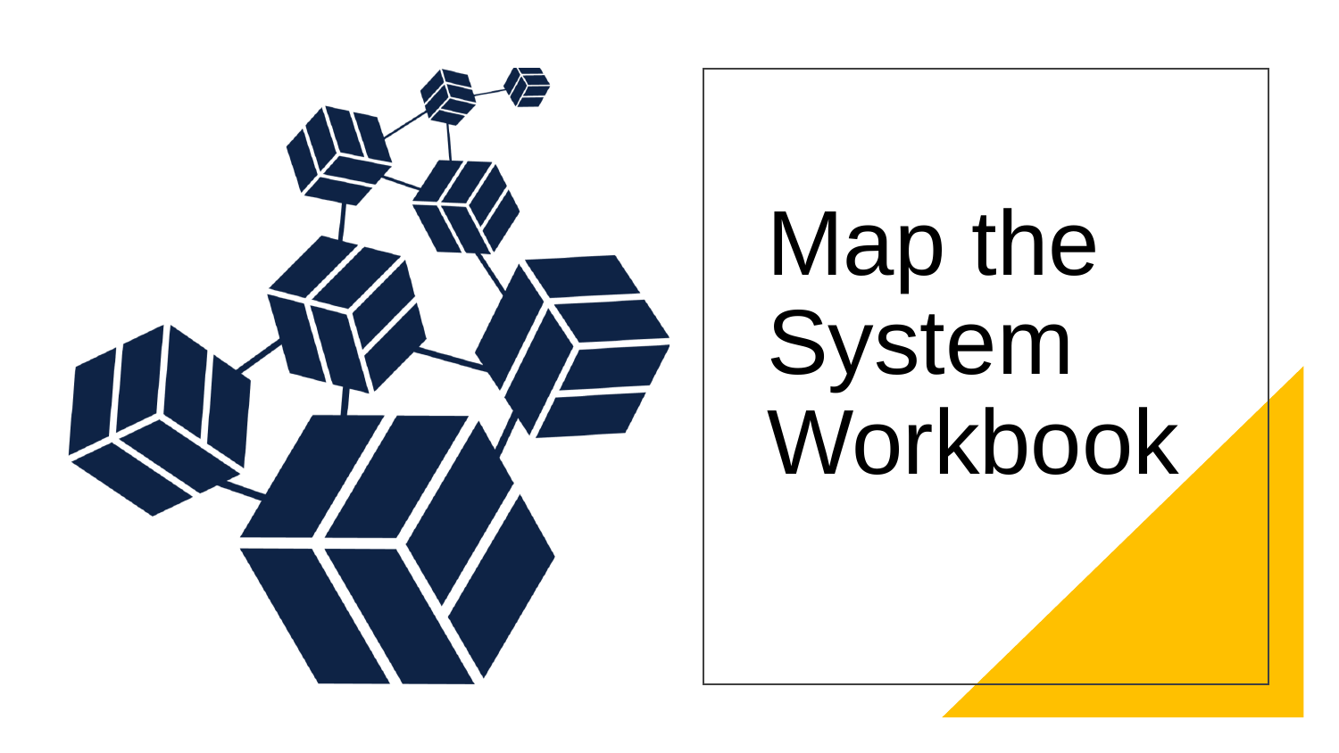# Map the System Workbook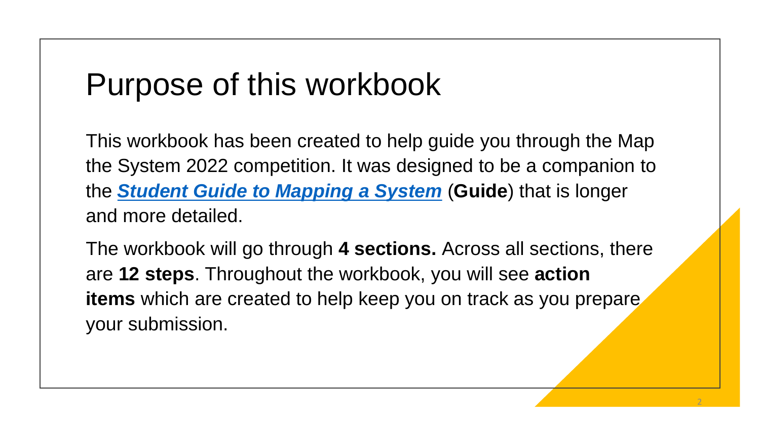# Purpose of this workbook

This workbook has been created to help guide you through the Map the System 2022 competition. It was designed to be a companion to the ***Student Guide to Mapping a System*** (**Guide**) that is longer and more detailed.

The workbook will go through **4 sections.** Across all sections, there are **12 steps**. Throughout the workbook, you will see **action items** which are created to help keep you on track as you prepare your submission.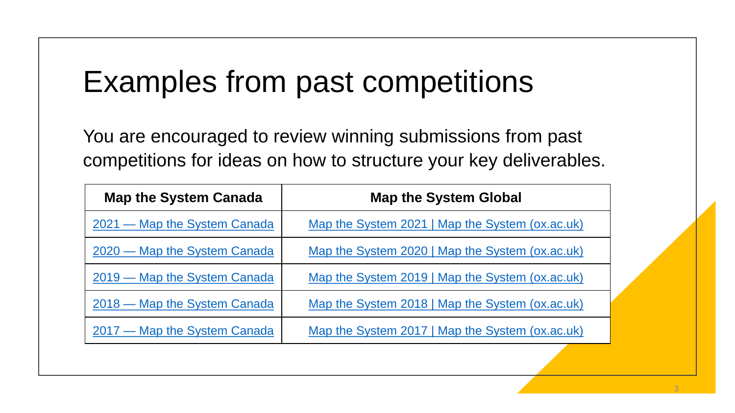# Examples from past competitions

You are encouraged to review winning submissions from past competitions for ideas on how to structure your key deliverables.

| Map the System Canada | Map the System Global |
| --- | --- |
| 2021 — Map the System Canada | Map the System 2021 \| Map the System (ox.ac.uk) |
| 2020 — Map the System Canada | Map the System 2020 \| Map the System (ox.ac.uk) |
| 2019 — Map the System Canada | Map the System 2019 \| Map the System (ox.ac.uk) |
| 2018 — Map the System Canada | Map the System 2018 \| Map the System (ox.ac.uk) |
| 2017 — Map the System Canada | Map the System 2017 \| Map the System (ox.ac.uk) |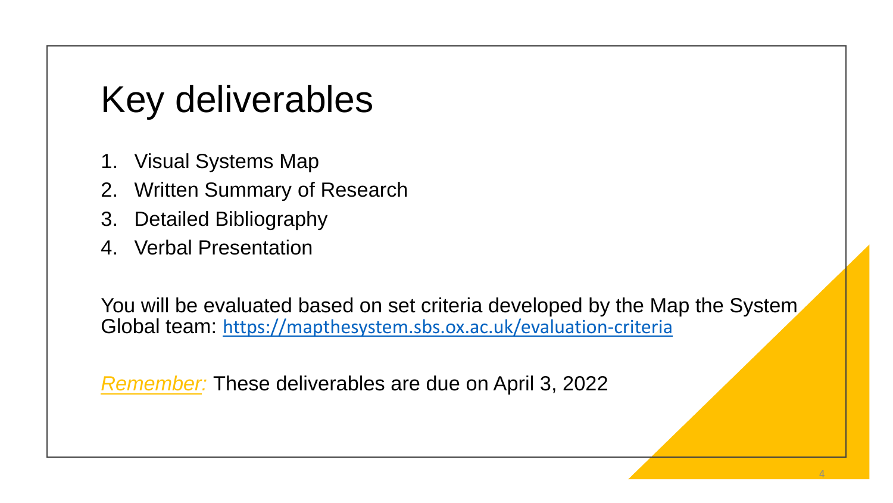# Key deliverables

1. Visual Systems Map
2. Written Summary of Research
3. Detailed Bibliography
4. Verbal Presentation

You will be evaluated based on set criteria developed by the Map the System Global team: https://mapthesystem.sbs.ox.ac.uk/evaluation-criteria

*Remember:* These deliverables are due on April 3, 2022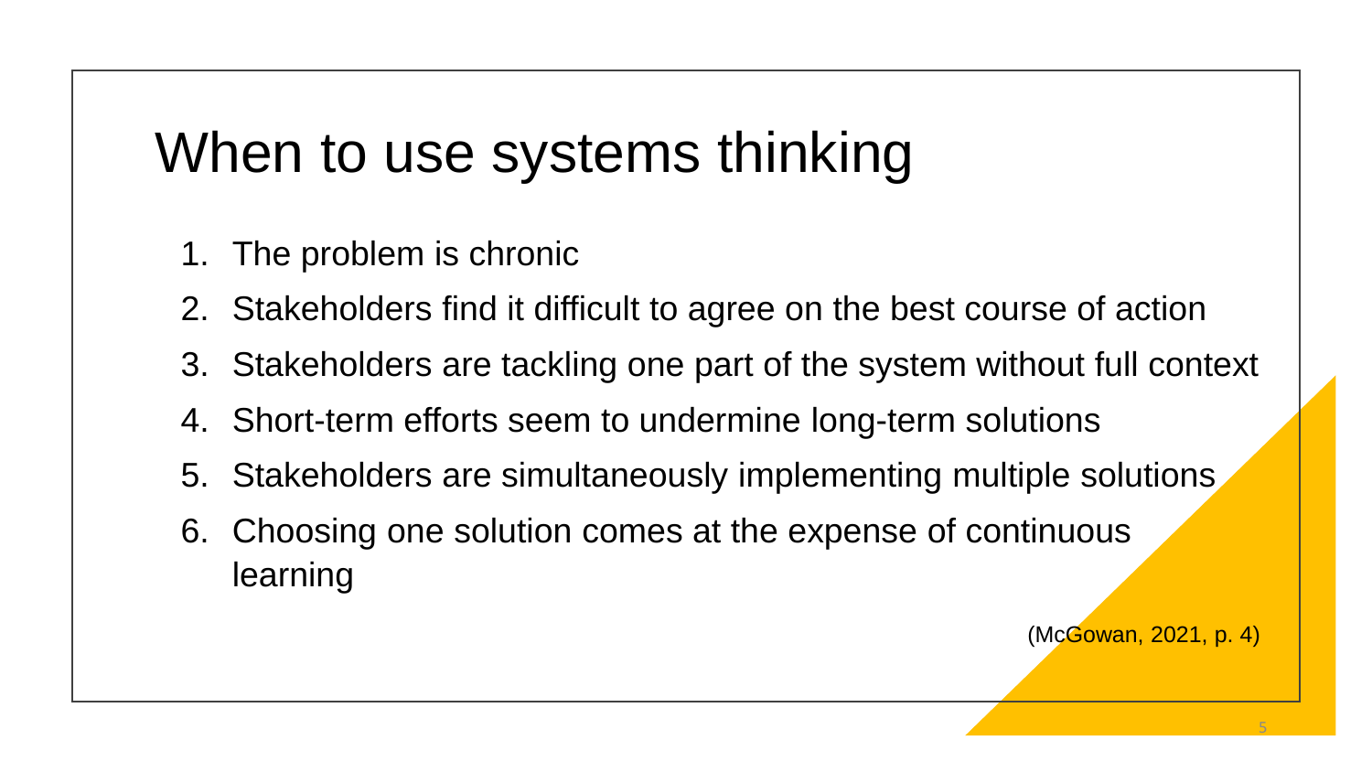# When to use systems thinking

1. The problem is chronic
2. Stakeholders find it difficult to agree on the best course of action
3. Stakeholders are tackling one part of the system without full context
4. Short-term efforts seem to undermine long-term solutions
5. Stakeholders are simultaneously implementing multiple solutions
6. Choosing one solution comes at the expense of continuous learning

(McGowan, 2021, p. 4)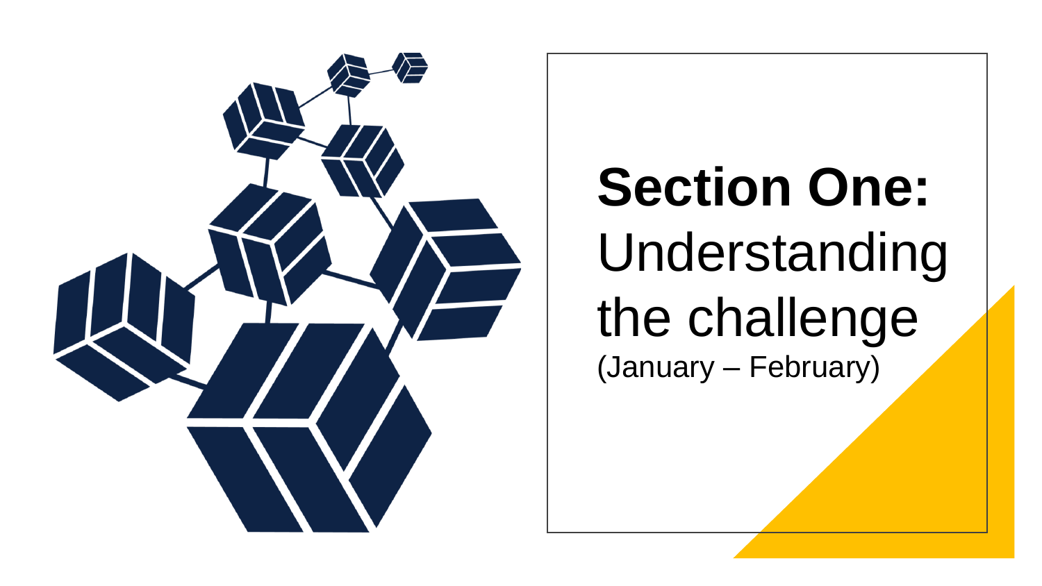# **Section One:** Understanding the challenge

(January – February)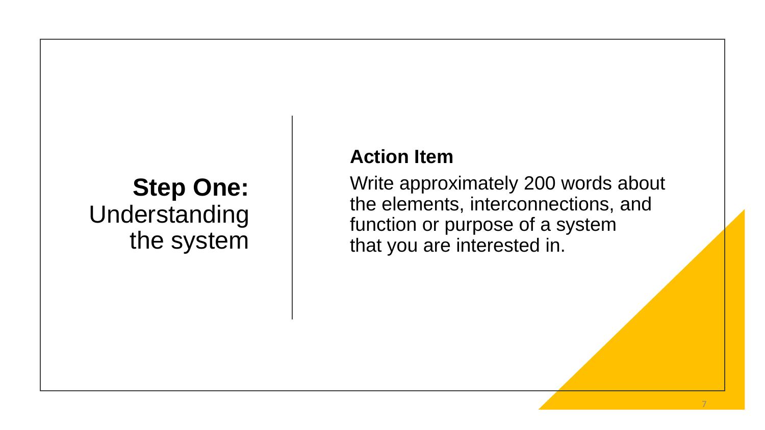## **Step One:** Understanding the system

**Action Item**

Write approximately 200 words about the elements, interconnections, and function or purpose of a system that you are interested in.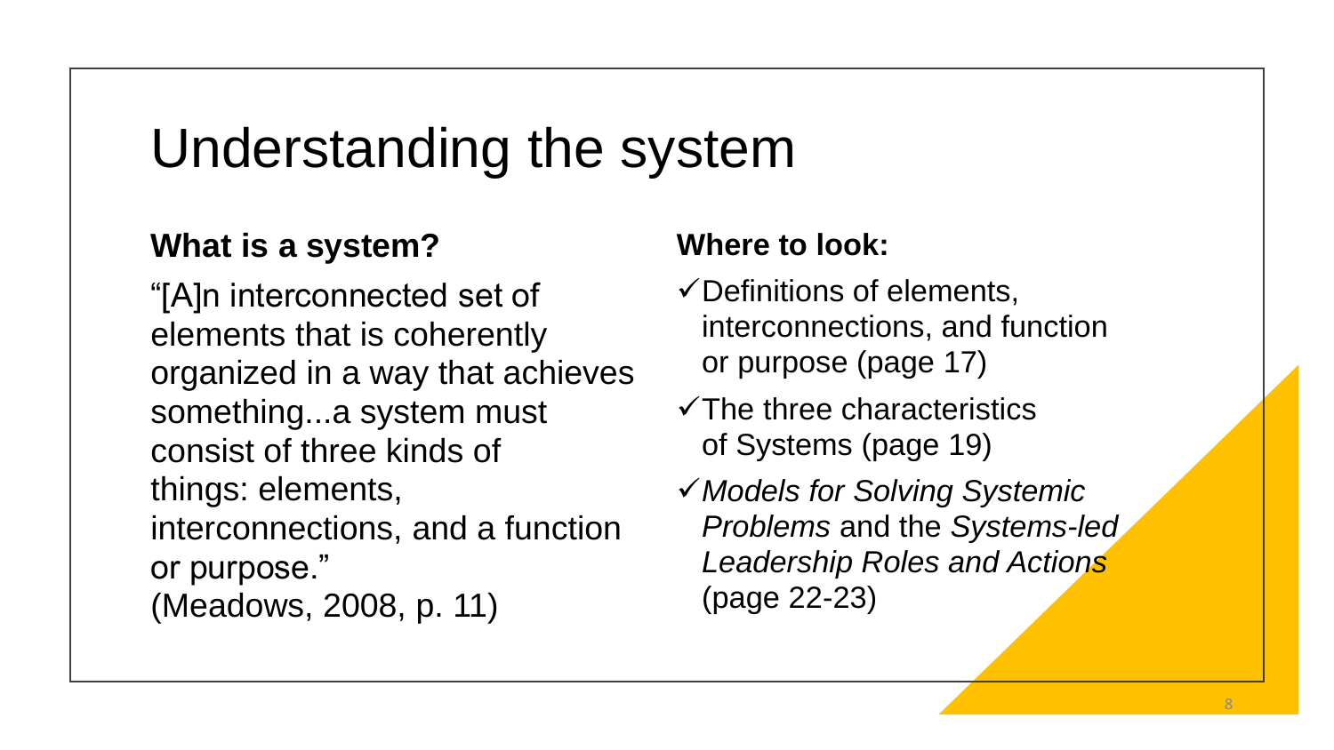# Understanding the system

**What is a system?**

"[A]n interconnected set of elements that is coherently organized in a way that achieves something...a system must consist of three kinds of things: elements, interconnections, and a function or purpose."
(Meadows, 2008, p. 11)

**Where to look:**

- ✓ Definitions of elements, interconnections, and function or purpose (page 17)
- ✓ The three characteristics of Systems (page 19)
- ✓ *Models for Solving Systemic Problems* and the *Systems-led Leadership Roles and Actions* (page 22-23)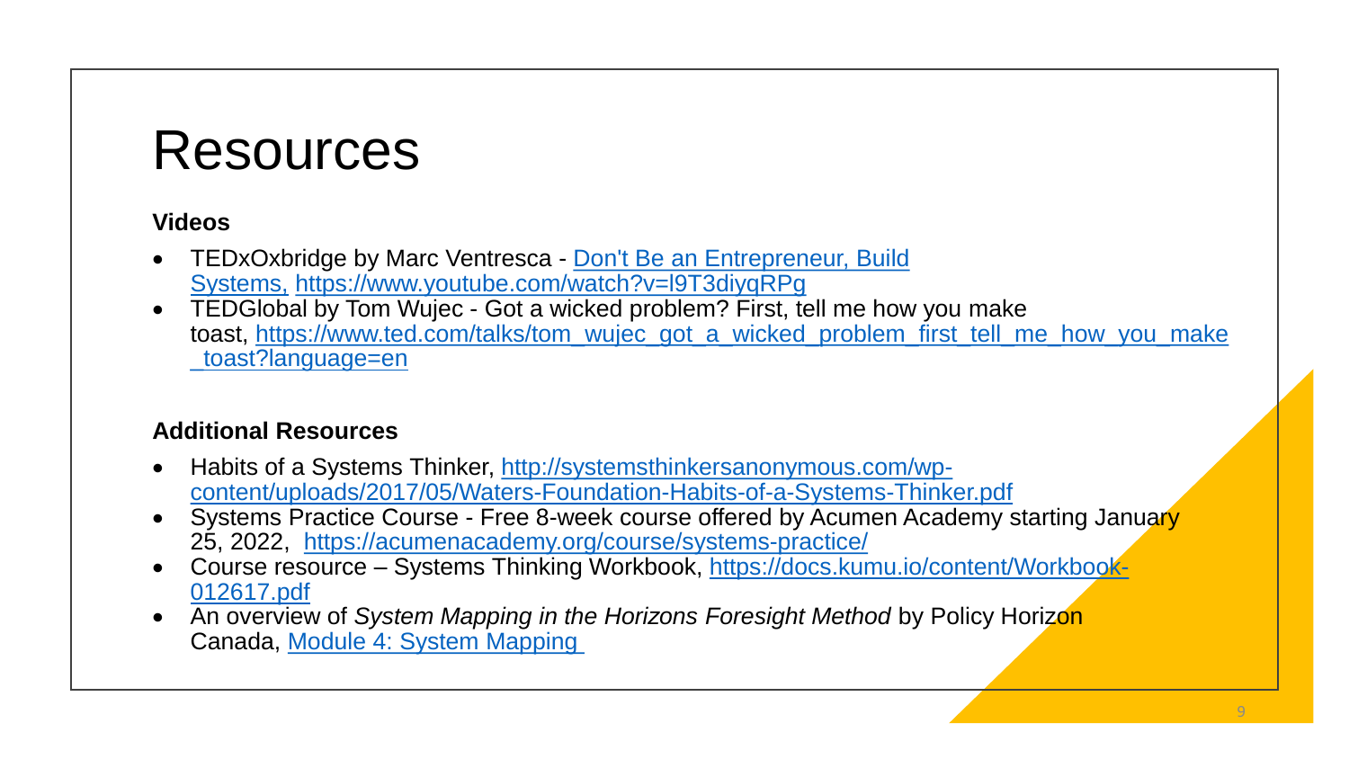# Resources

**Videos**

- TEDxOxbridge by Marc Ventresca - Don't Be an Entrepreneur, Build Systems, https://www.youtube.com/watch?v=l9T3diyqRPg
- TEDGlobal by Tom Wujec - Got a wicked problem? First, tell me how you make toast, https://www.ted.com/talks/tom_wujec_got_a_wicked_problem_first_tell_me_how_you_make_toast?language=en

**Additional Resources**

- Habits of a Systems Thinker, http://systemsthinkersanonymous.com/wp-content/uploads/2017/05/Waters-Foundation-Habits-of-a-Systems-Thinker.pdf
- Systems Practice Course - Free 8-week course offered by Acumen Academy starting January 25, 2022, https://acumenacademy.org/course/systems-practice/
- Course resource – Systems Thinking Workbook, https://docs.kumu.io/content/Workbook-012617.pdf
- An overview of *System Mapping in the Horizons Foresight Method* by Policy Horizon Canada, Module 4: System Mapping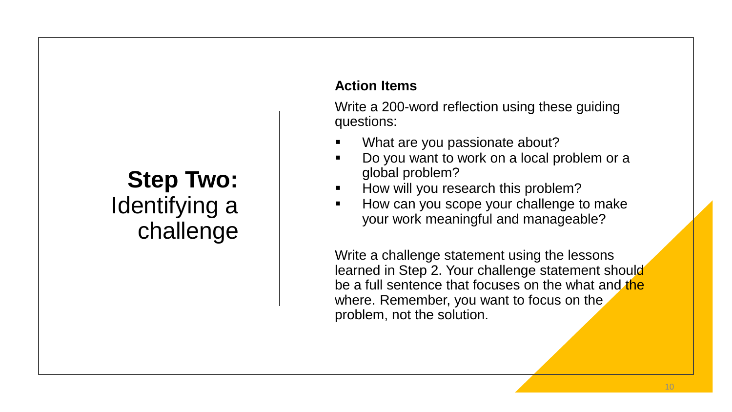# **Step Two:** Identifying a challenge

**Action Items**

Write a 200-word reflection using these guiding questions:

- What are you passionate about?
- Do you want to work on a local problem or a global problem?
- How will you research this problem?
- How can you scope your challenge to make your work meaningful and manageable?

Write a challenge statement using the lessons learned in Step 2. Your challenge statement should be a full sentence that focuses on the what and the where. Remember, you want to focus on the problem, not the solution.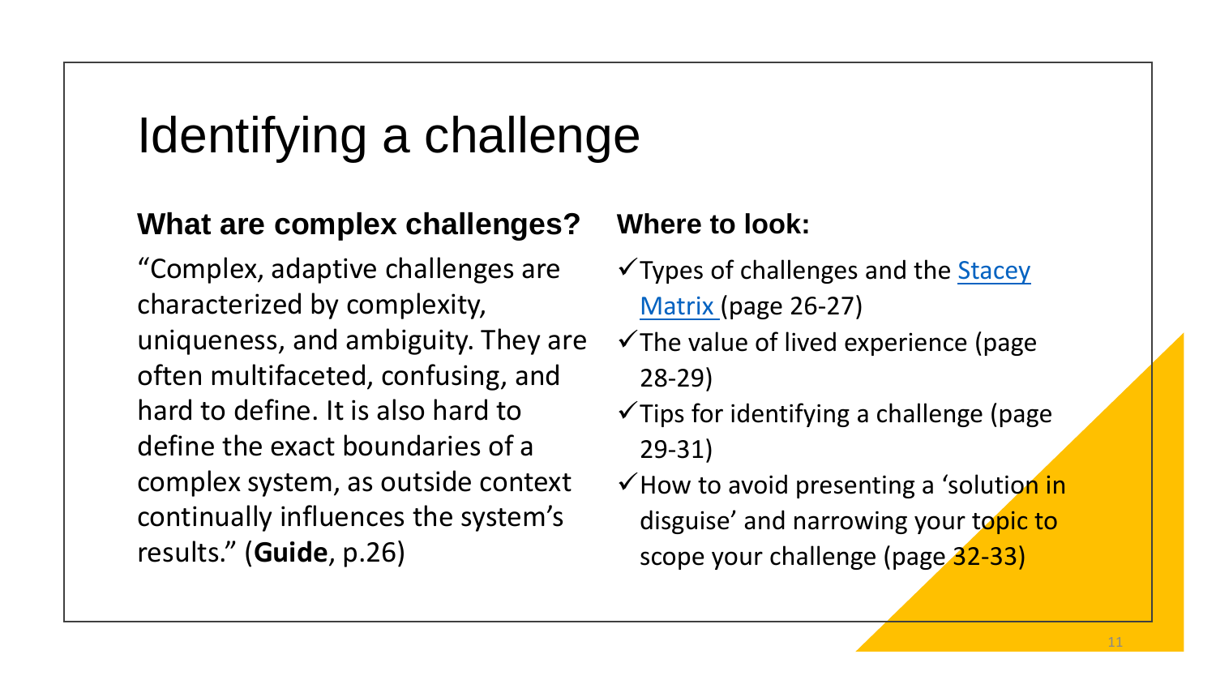# Identifying a challenge

## What are complex challenges?

"Complex, adaptive challenges are characterized by complexity, uniqueness, and ambiguity. They are often multifaceted, confusing, and hard to define. It is also hard to define the exact boundaries of a complex system, as outside context continually influences the system's results." (**Guide**, p.26)

## Where to look:

- ✓ Types of challenges and the Stacey Matrix (page 26-27)
- ✓ The value of lived experience (page 28-29)
- ✓ Tips for identifying a challenge (page 29-31)
- ✓ How to avoid presenting a 'solution in disguise' and narrowing your topic to scope your challenge (page 32-33)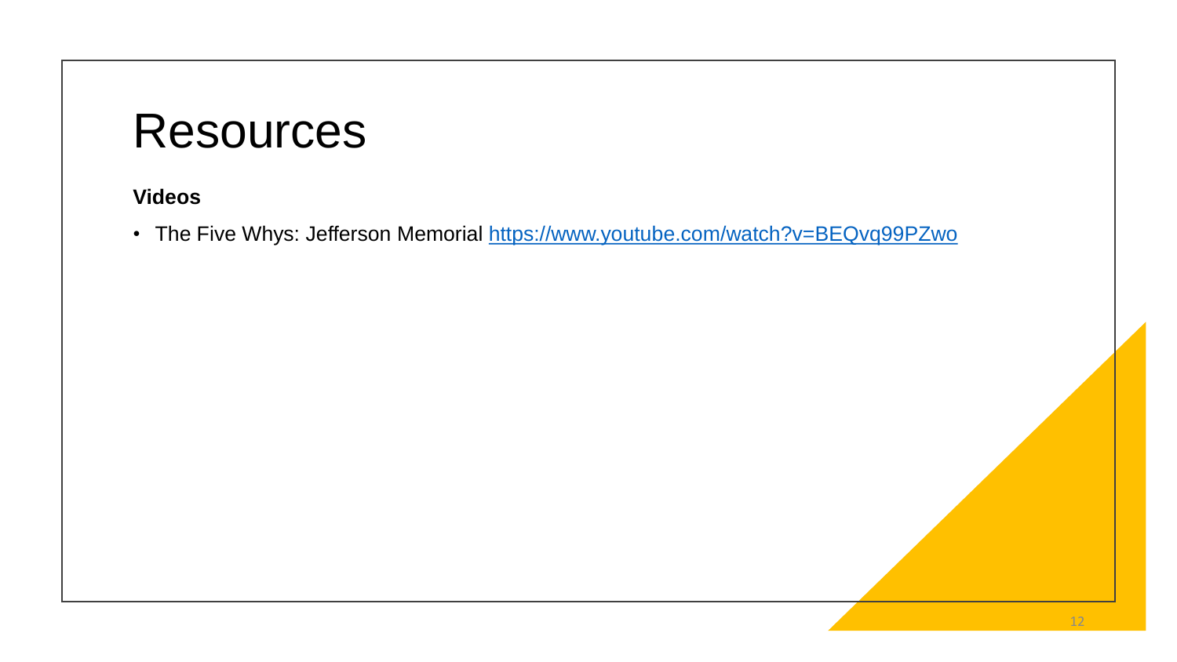# Resources

**Videos**

- The Five Whys: Jefferson Memorial https://www.youtube.com/watch?v=BEQvq99PZwo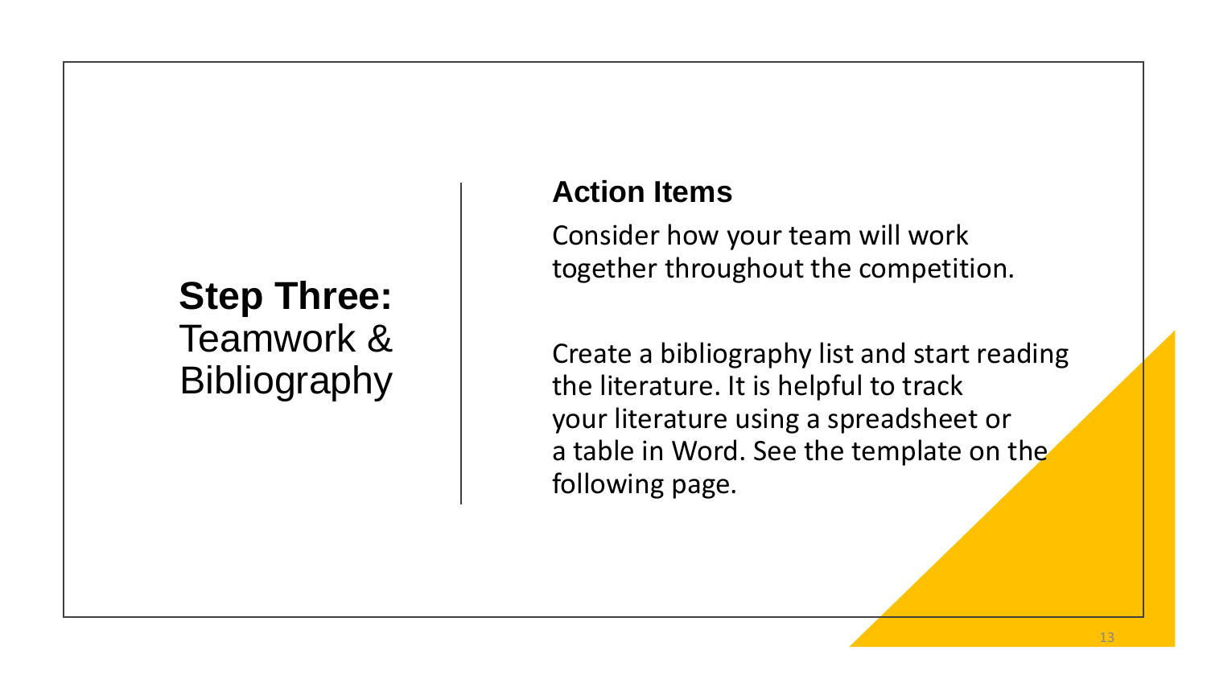## **Step Three:** Teamwork & Bibliography

### Action Items

Consider how your team will work together throughout the competition.

Create a bibliography list and start reading the literature. It is helpful to track your literature using a spreadsheet or a table in Word. See the template on the following page.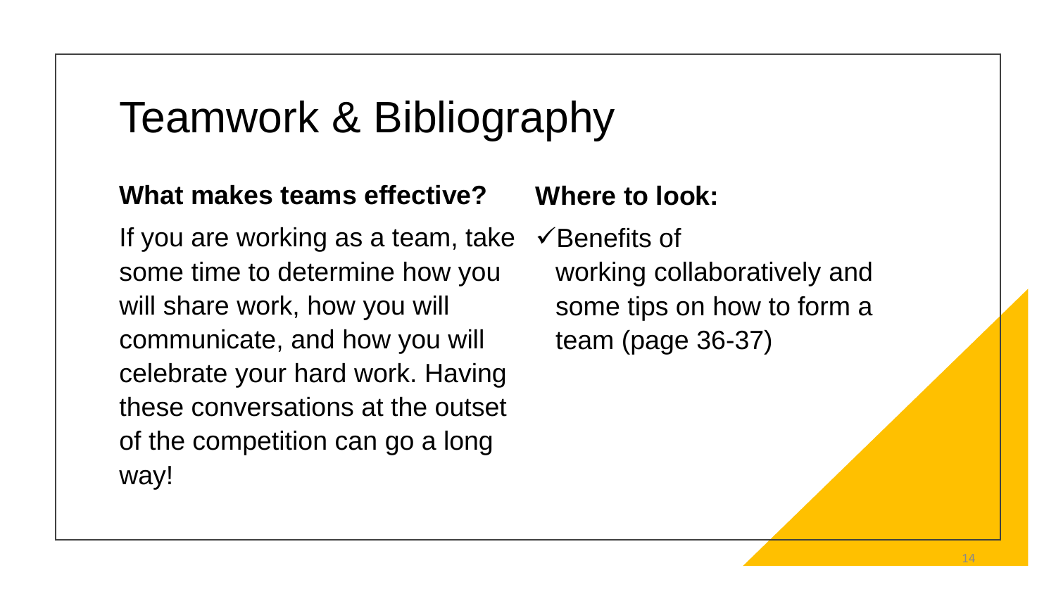# Teamwork & Bibliography

**What makes teams effective?**

If you are working as a team, take some time to determine how you will share work, how you will communicate, and how you will celebrate your hard work. Having these conversations at the outset of the competition can go a long way!

**Where to look:**

- ✓ Benefits of working collaboratively and some tips on how to form a team (page 36-37)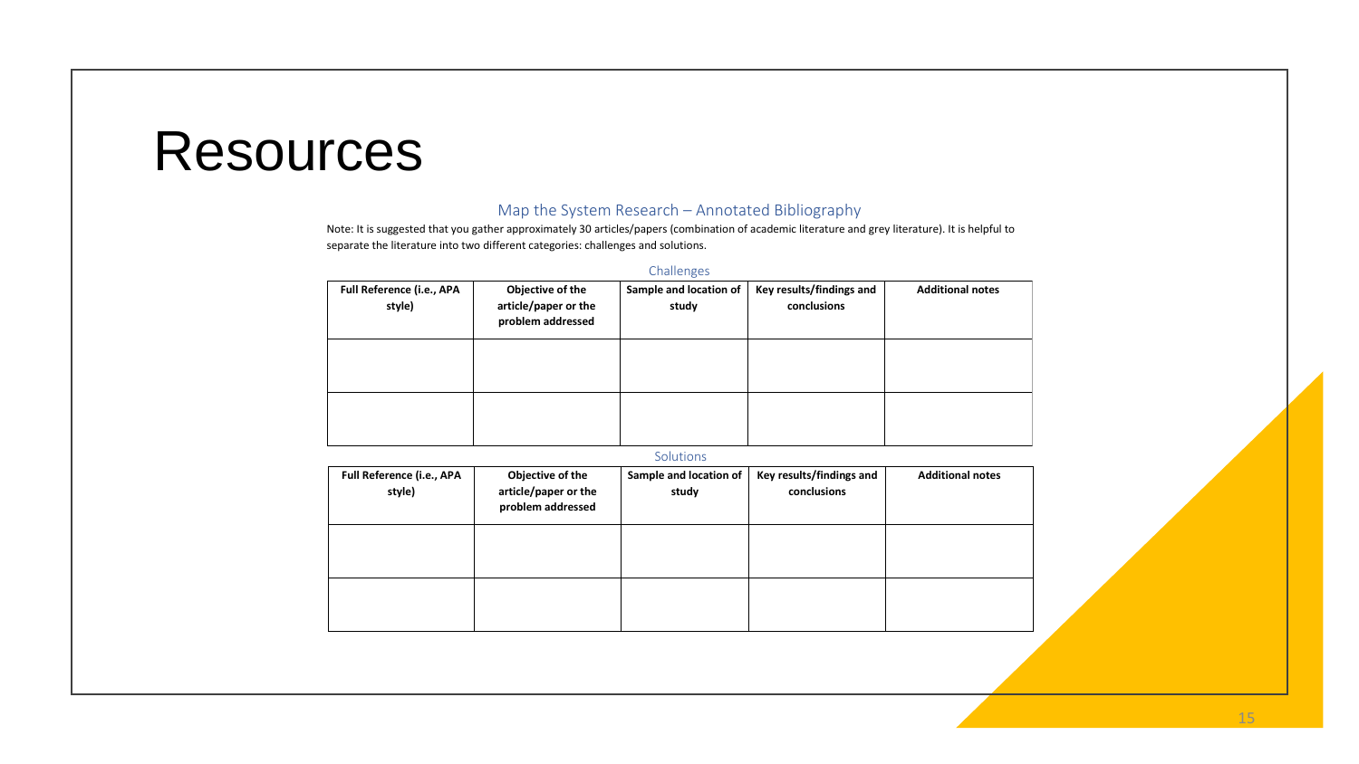# Resources

## Map the System Research – Annotated Bibliography

Note: It is suggested that you gather approximately 30 articles/papers (combination of academic literature and grey literature). It is helpful to separate the literature into two different categories: challenges and solutions.

### Challenges

| Full Reference (i.e., APA style) | Objective of the article/paper or the problem addressed | Sample and location of study | Key results/findings and conclusions | Additional notes |
| --- | --- | --- | --- | --- |
| | | | | |
| | | | | |

### Solutions

| Full Reference (i.e., APA style) | Objective of the article/paper or the problem addressed | Sample and location of study | Key results/findings and conclusions | Additional notes |
| --- | --- | --- | --- | --- |
| | | | | |
| | | | | |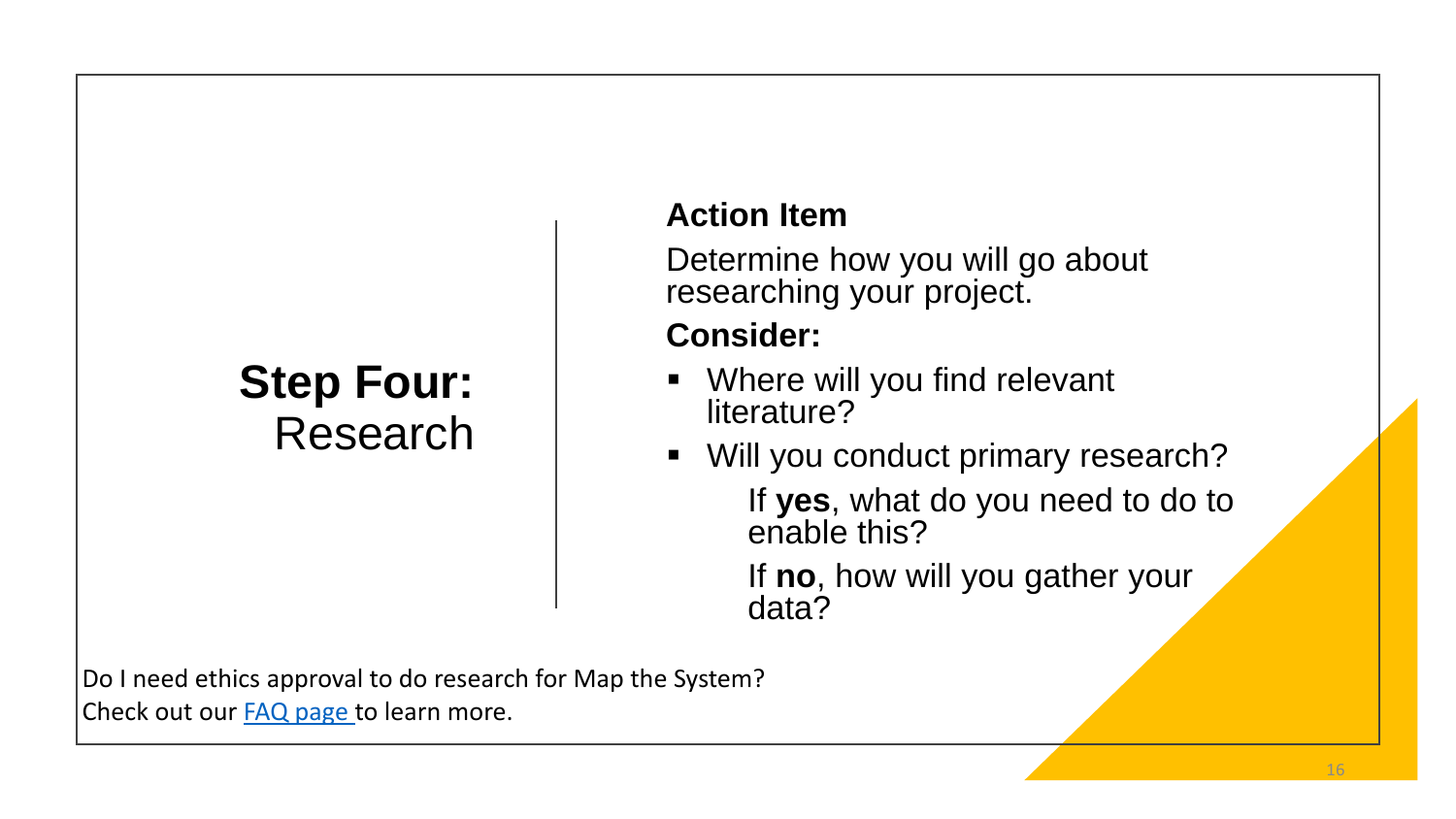# **Step Four:** Research

**Action Item**

Determine how you will go about researching your project.

**Consider:**

- Where will you find relevant literature?
- Will you conduct primary research?

    If **yes**, what do you need to do to enable this?

    If **no**, how will you gather your data?

Do I need ethics approval to do research for Map the System?
Check out our [FAQ page](FAQ page) to learn more.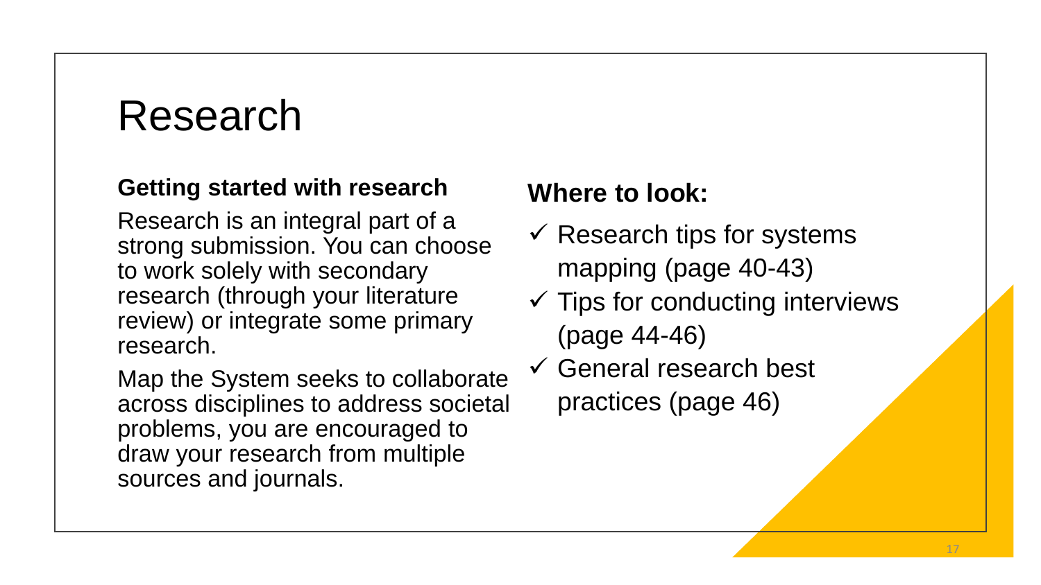# Research

### Getting started with research

Research is an integral part of a strong submission. You can choose to work solely with secondary research (through your literature review) or integrate some primary research.

Map the System seeks to collaborate across disciplines to address societal problems, you are encouraged to draw your research from multiple sources and journals.

### Where to look:

- ✓ Research tips for systems mapping (page 40-43)
- ✓ Tips for conducting interviews (page 44-46)
- ✓ General research best practices (page 46)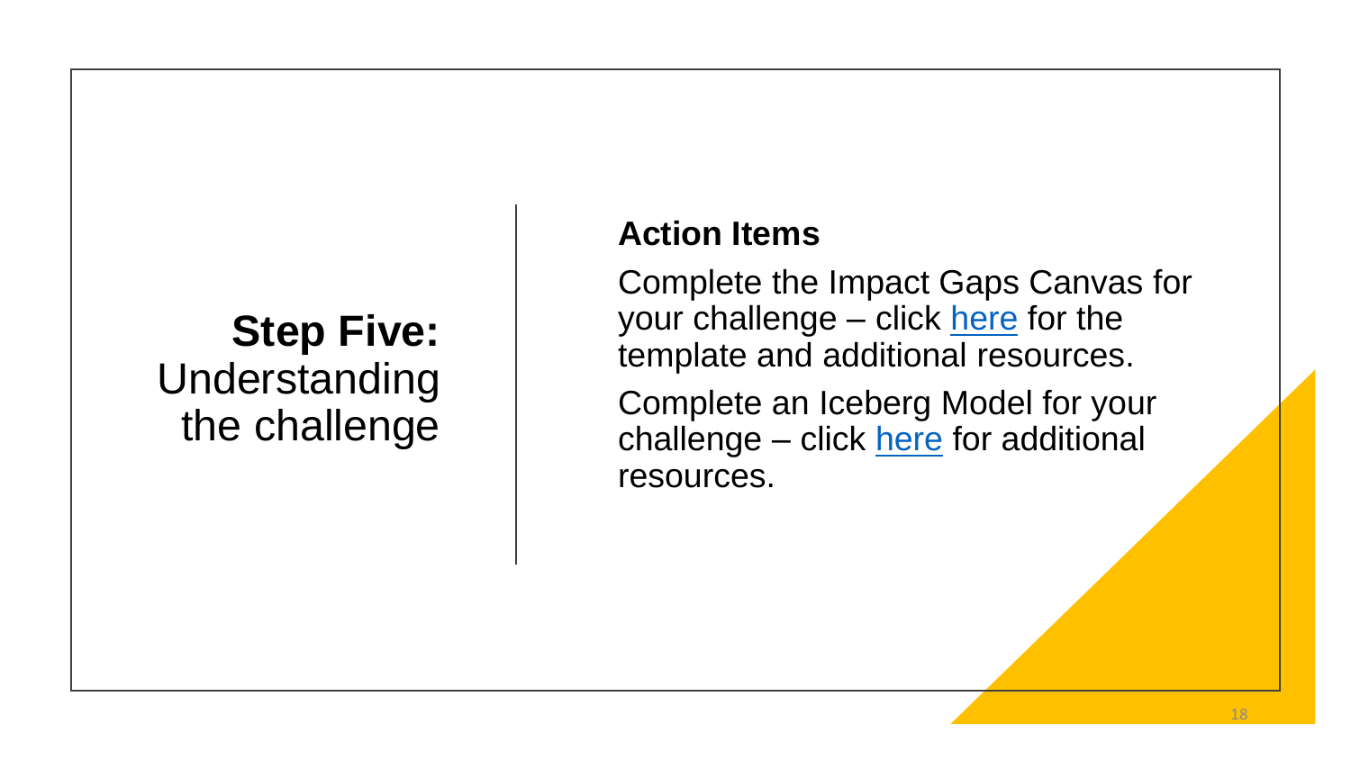## **Step Five:** Understanding the challenge

**Action Items**

Complete the Impact Gaps Canvas for your challenge – click here for the template and additional resources.

Complete an Iceberg Model for your challenge – click here for additional resources.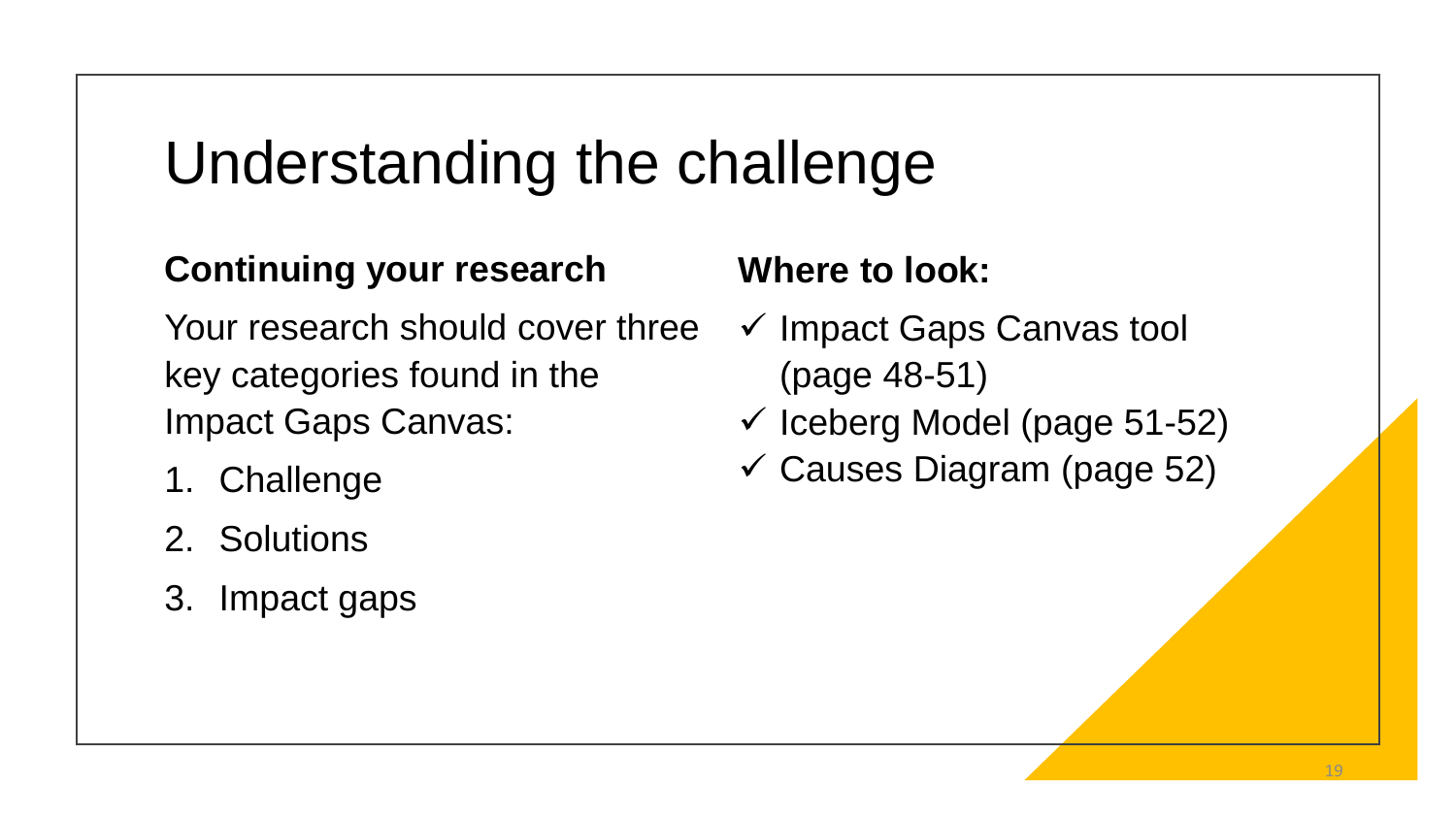# Understanding the challenge

**Continuing your research**

Your research should cover three key categories found in the Impact Gaps Canvas:

1. Challenge
2. Solutions
3. Impact gaps

**Where to look:**

- ✓ Impact Gaps Canvas tool (page 48-51)
- ✓ Iceberg Model (page 51-52)
- ✓ Causes Diagram (page 52)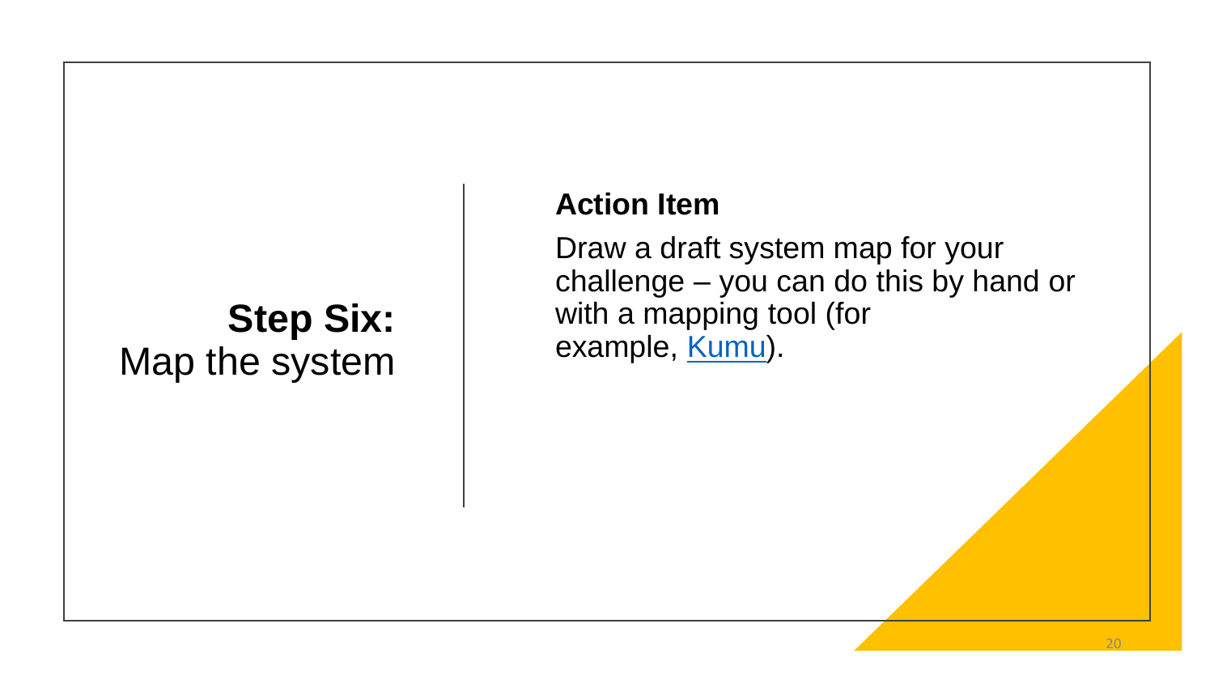## **Step Six:** Map the system

**Action Item**

Draw a draft system map for your challenge – you can do this by hand or with a mapping tool (for example, Kumu).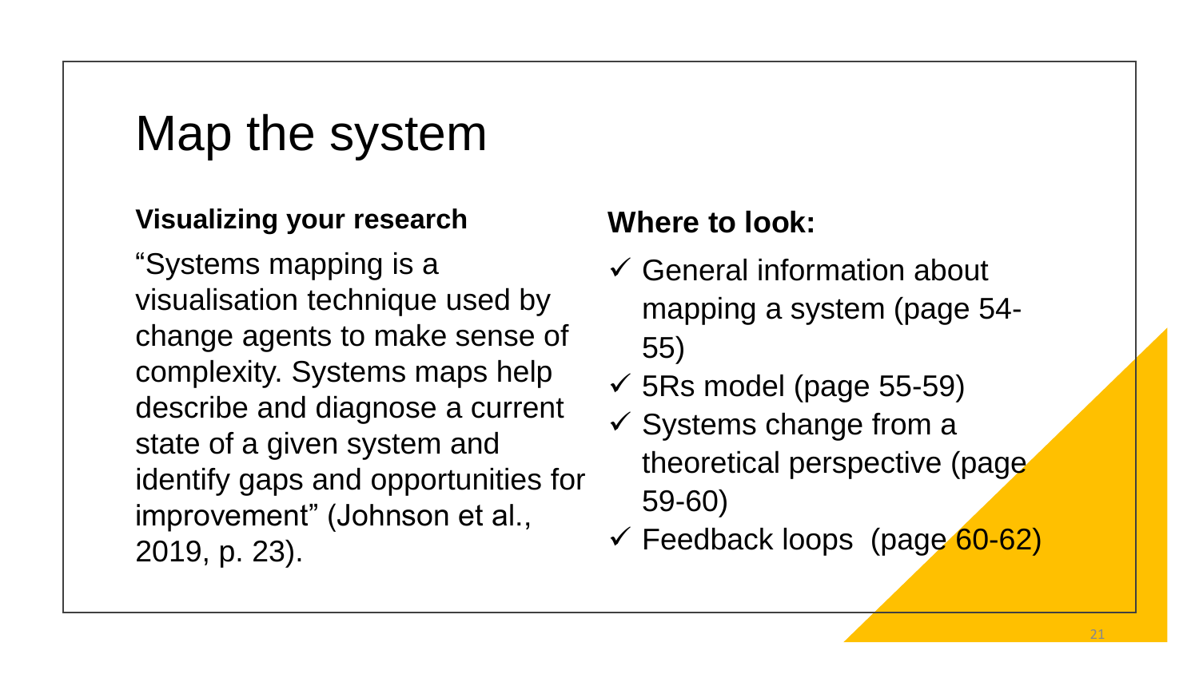# Map the system

### Visualizing your research

"Systems mapping is a visualisation technique used by change agents to make sense of complexity. Systems maps help describe and diagnose a current state of a given system and identify gaps and opportunities for improvement" (Johnson et al., 2019, p. 23).

### Where to look:

- ✓ General information about mapping a system (page 54-55)
- ✓ 5Rs model (page 55-59)
- ✓ Systems change from a theoretical perspective (page 59-60)
- ✓ Feedback loops (page 60-62)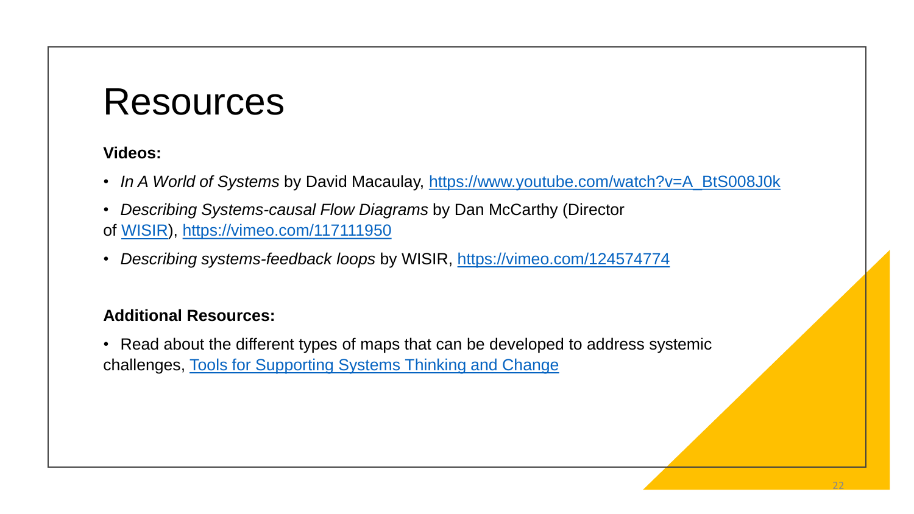# Resources

**Videos:**

- *In A World of Systems* by David Macaulay, https://www.youtube.com/watch?v=A_BtS008J0k
- *Describing Systems-causal Flow Diagrams* by Dan McCarthy (Director of WISIR), https://vimeo.com/117111950
- *Describing systems-feedback loops* by WISIR, https://vimeo.com/124574774

**Additional Resources:**

- Read about the different types of maps that can be developed to address systemic challenges, Tools for Supporting Systems Thinking and Change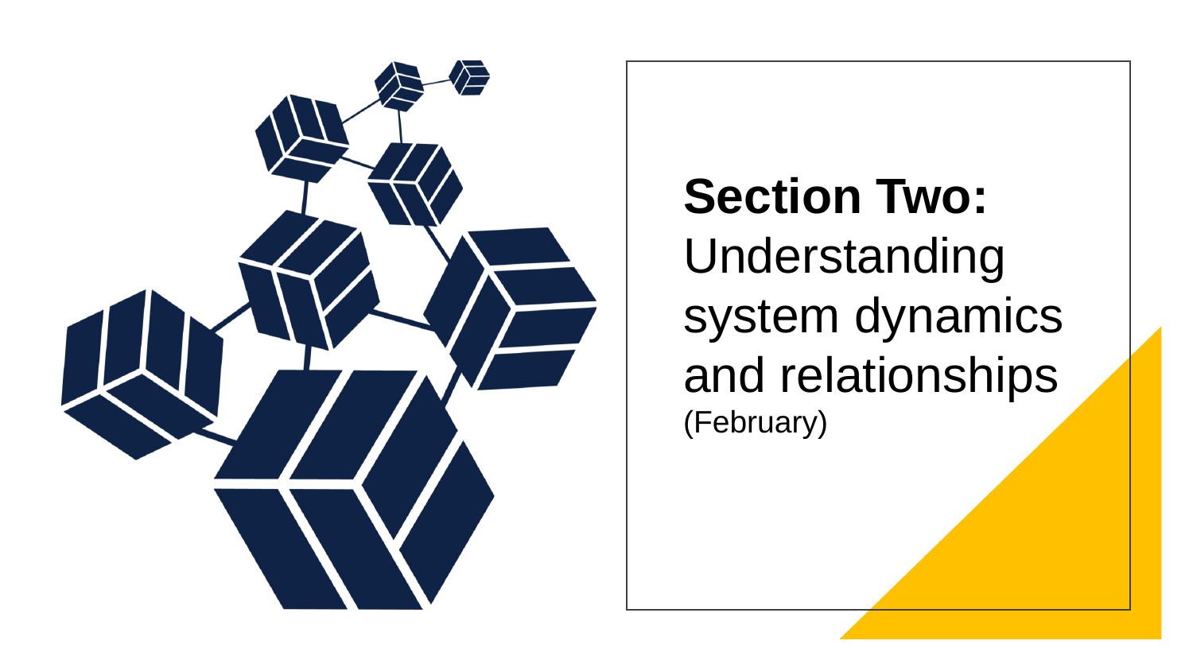# **Section Two:** Understanding system dynamics and relationships

(February)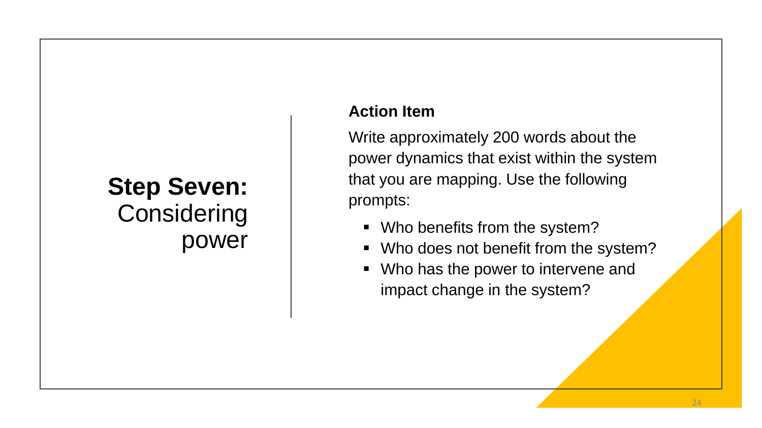# **Step Seven:** Considering power

**Action Item**

Write approximately 200 words about the power dynamics that exist within the system that you are mapping. Use the following prompts:

- Who benefits from the system?
- Who does not benefit from the system?
- Who has the power to intervene and impact change in the system?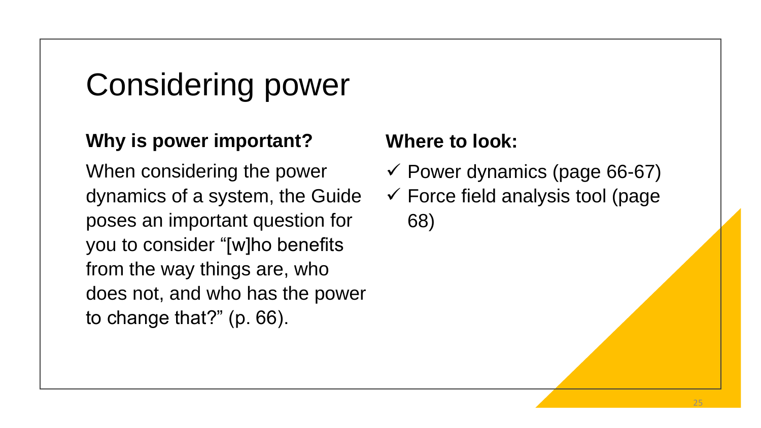# Considering power

**Why is power important?**

When considering the power dynamics of a system, the Guide poses an important question for you to consider "[w]ho benefits from the way things are, who does not, and who has the power to change that?" (p. 66).

**Where to look:**

- ✓ Power dynamics (page 66-67)
- ✓ Force field analysis tool (page 68)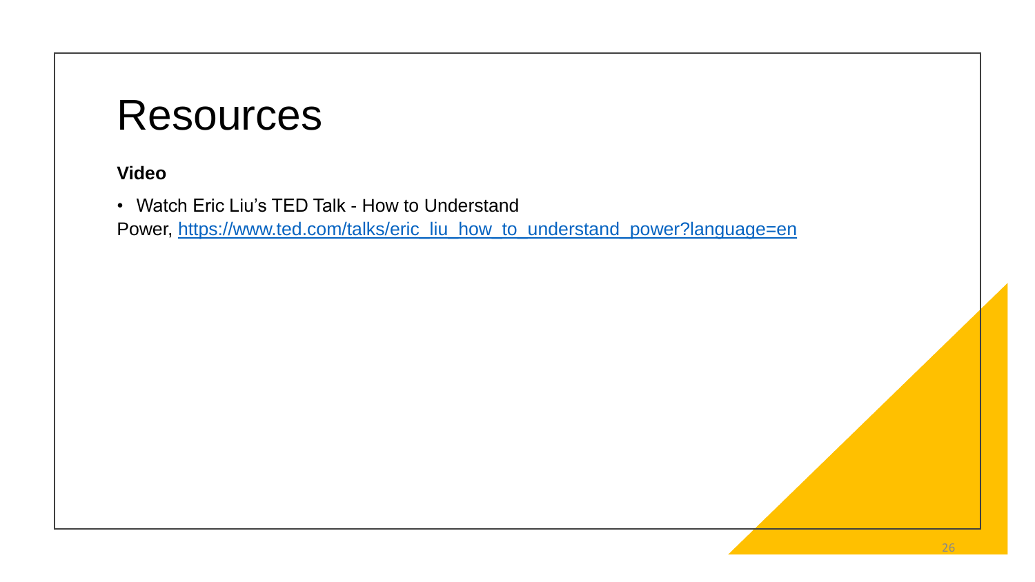# Resources

**Video**

- Watch Eric Liu’s TED Talk - How to Understand Power, [https://www.ted.com/talks/eric_liu_how_to_understand_power?language=en](https://www.ted.com/talks/eric_liu_how_to_understand_power?language=en)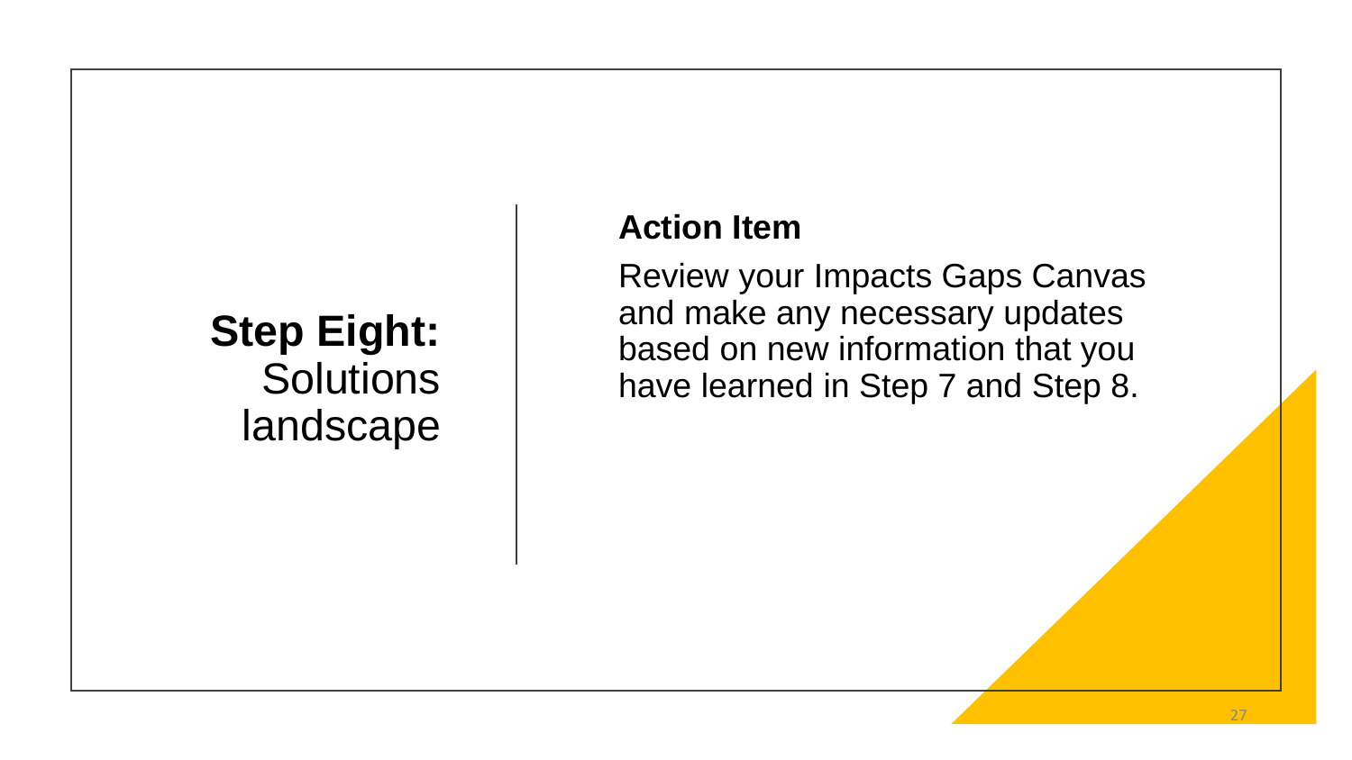## **Step Eight:** Solutions landscape

**Action Item**

Review your Impacts Gaps Canvas and make any necessary updates based on new information that you have learned in Step 7 and Step 8.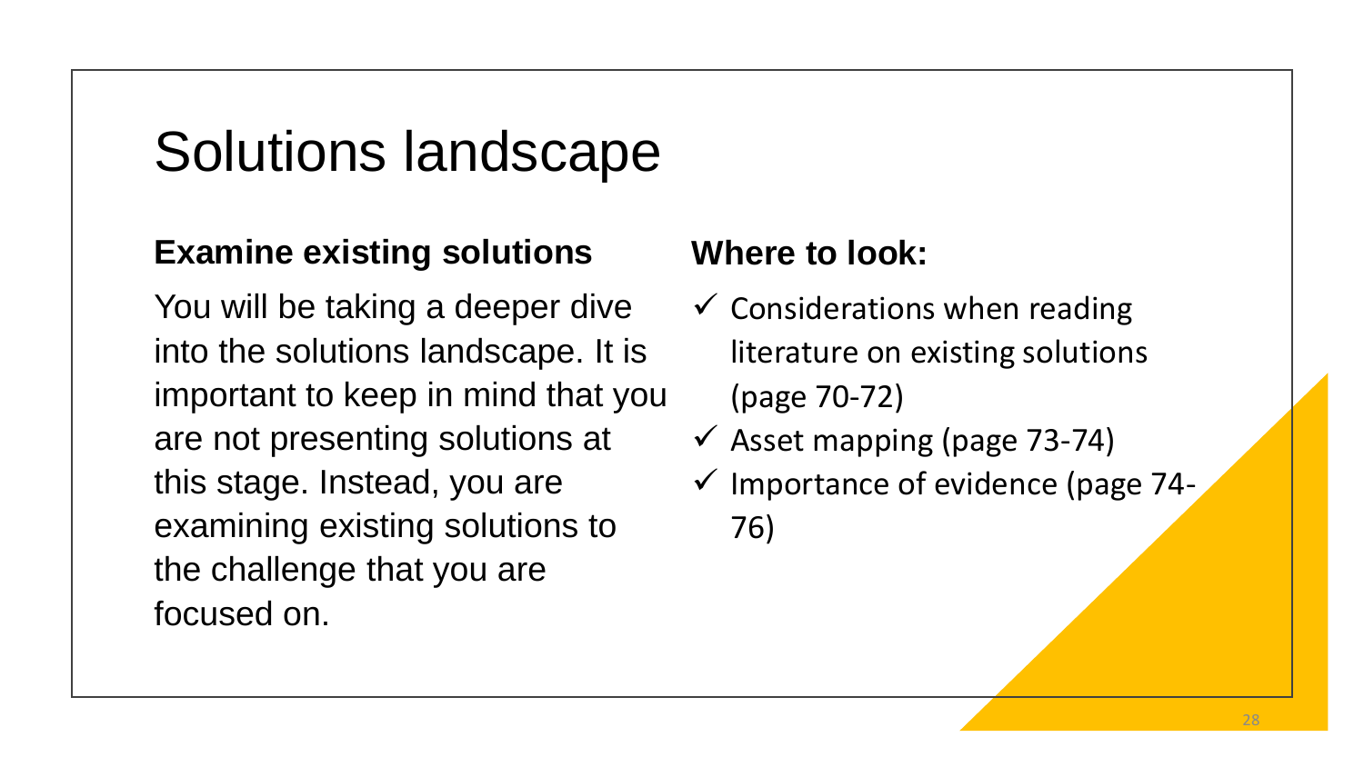# Solutions landscape

## Examine existing solutions

You will be taking a deeper dive into the solutions landscape. It is important to keep in mind that you are not presenting solutions at this stage. Instead, you are examining existing solutions to the challenge that you are focused on.

## Where to look:

- ✓ Considerations when reading literature on existing solutions (page 70-72)
- ✓ Asset mapping (page 73-74)
- ✓ Importance of evidence (page 74-76)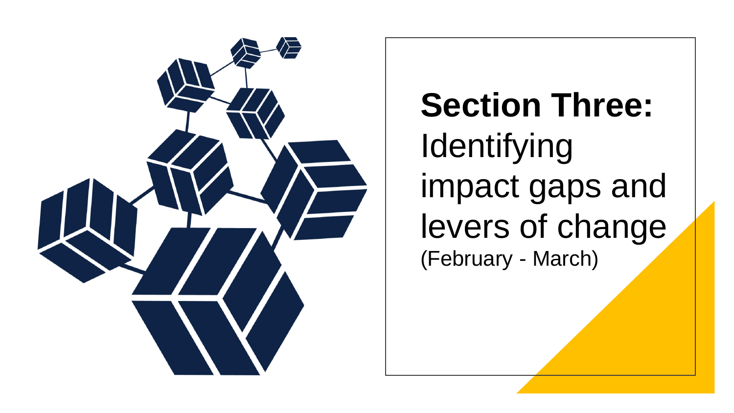# **Section Three:** Identifying impact gaps and levers of change

(February - March)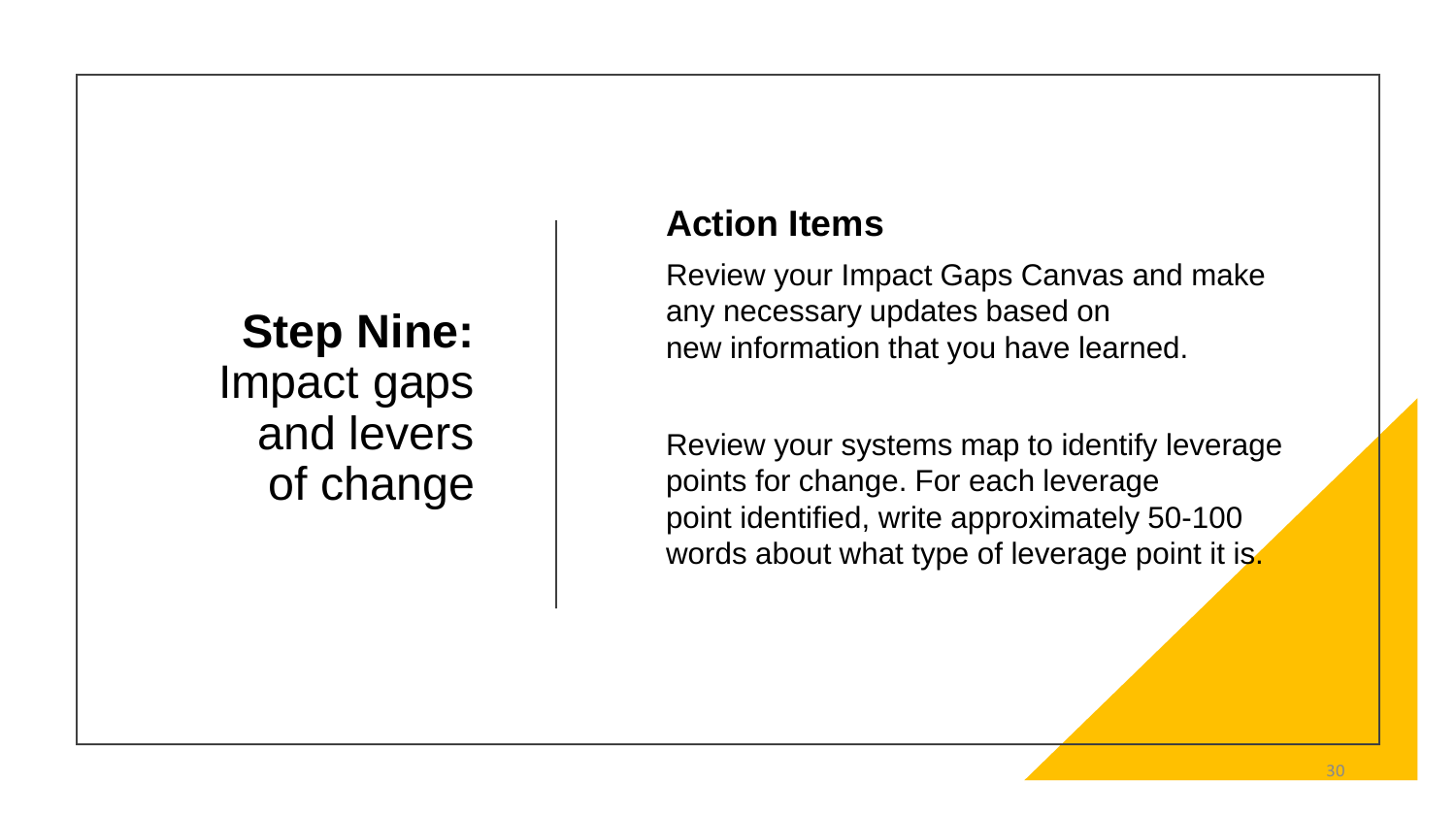## **Step Nine:** Impact gaps and levers of change

### Action Items

Review your Impact Gaps Canvas and make any necessary updates based on new information that you have learned.

Review your systems map to identify leverage points for change. For each leverage point identified, write approximately 50-100 words about what type of leverage point it is.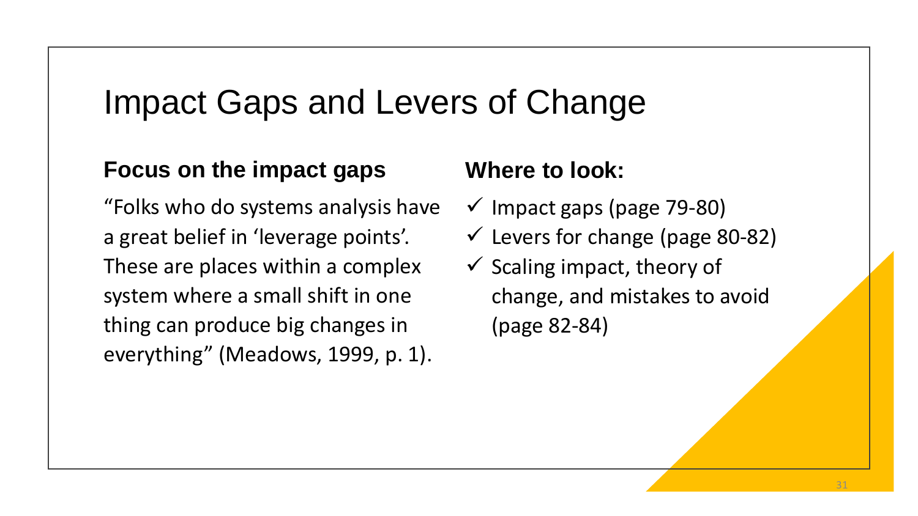# Impact Gaps and Levers of Change

## Focus on the impact gaps

"Folks who do systems analysis have a great belief in 'leverage points'. These are places within a complex system where a small shift in one thing can produce big changes in everything" (Meadows, 1999, p. 1).

## Where to look:

- ✓ Impact gaps (page 79-80)
- ✓ Levers for change (page 80-82)
- ✓ Scaling impact, theory of change, and mistakes to avoid (page 82-84)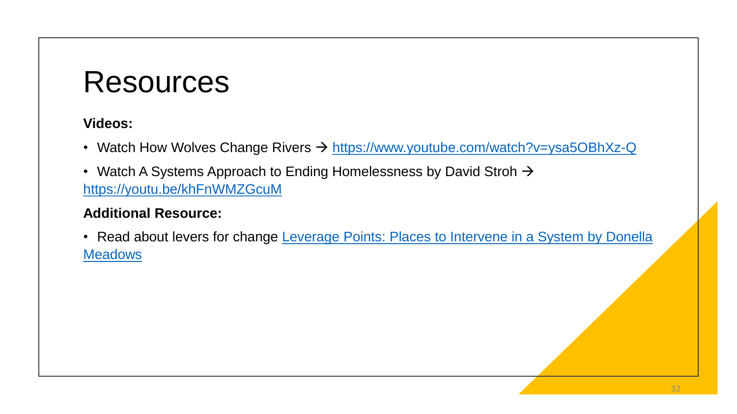# Resources

**Videos:**

- Watch How Wolves Change Rivers → https://www.youtube.com/watch?v=ysa5OBhXz-Q
- Watch A Systems Approach to Ending Homelessness by David Stroh → https://youtu.be/khFnWMZGcuM

**Additional Resource:**

- Read about levers for change Leverage Points: Places to Intervene in a System by Donella Meadows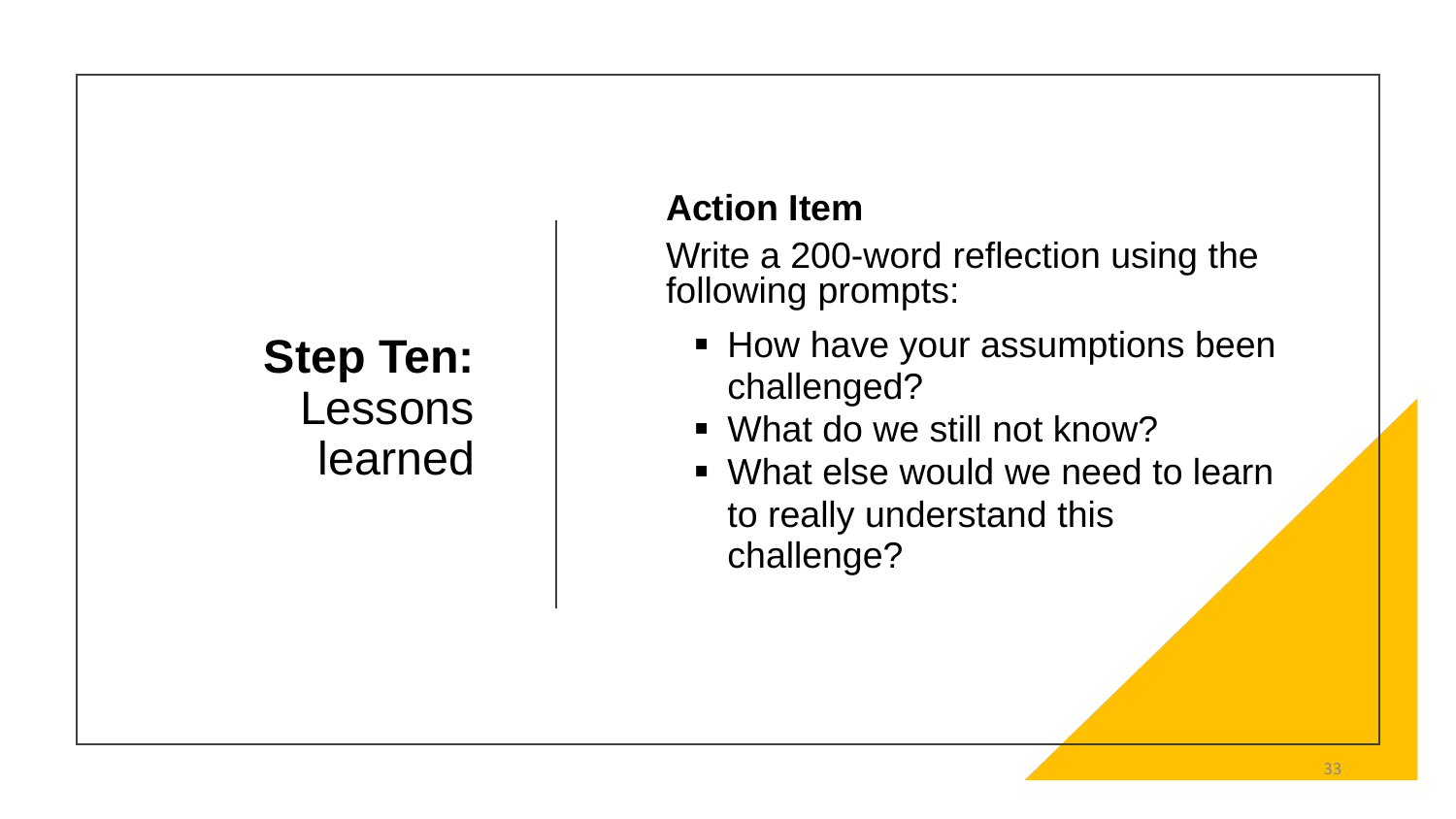## **Step Ten:** Lessons learned

**Action Item**

Write a 200-word reflection using the following prompts:

- How have your assumptions been challenged?
- What do we still not know?
- What else would we need to learn to really understand this challenge?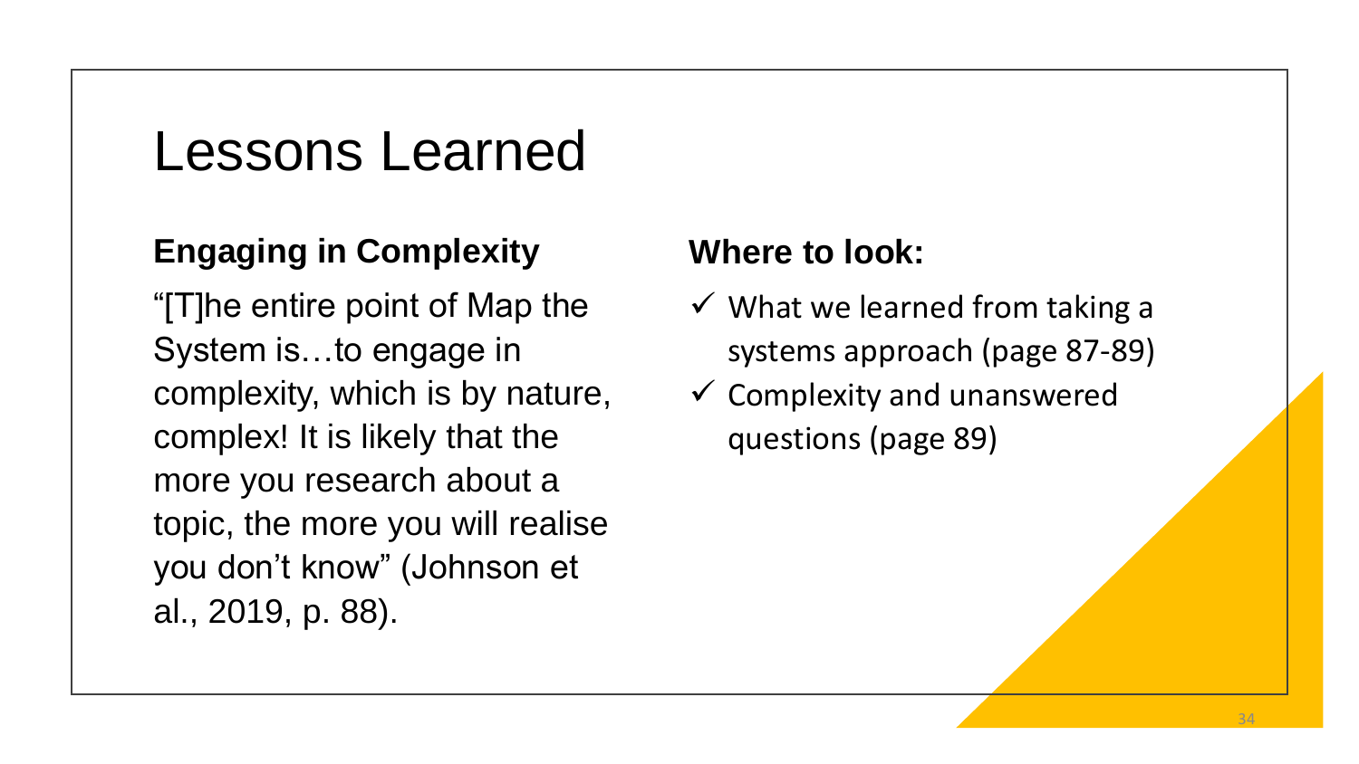# Lessons Learned

**Engaging in Complexity**

"[T]he entire point of Map the System is…to engage in complexity, which is by nature, complex! It is likely that the more you research about a topic, the more you will realise you don't know" (Johnson et al., 2019, p. 88).

**Where to look:**

- ✓ What we learned from taking a systems approach (page 87-89)
- ✓ Complexity and unanswered questions (page 89)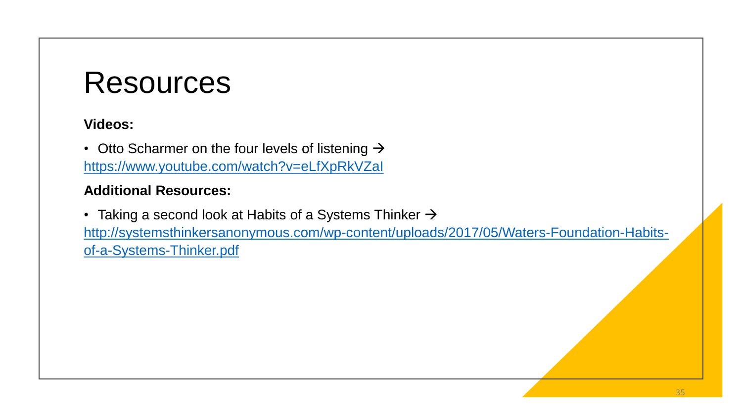# Resources

**Videos:**

- Otto Scharmer on the four levels of listening → https://www.youtube.com/watch?v=eLfXpRkVZaI

**Additional Resources:**

- Taking a second look at Habits of a Systems Thinker → http://systemsthinkersanonymous.com/wp-content/uploads/2017/05/Waters-Foundation-Habits-of-a-Systems-Thinker.pdf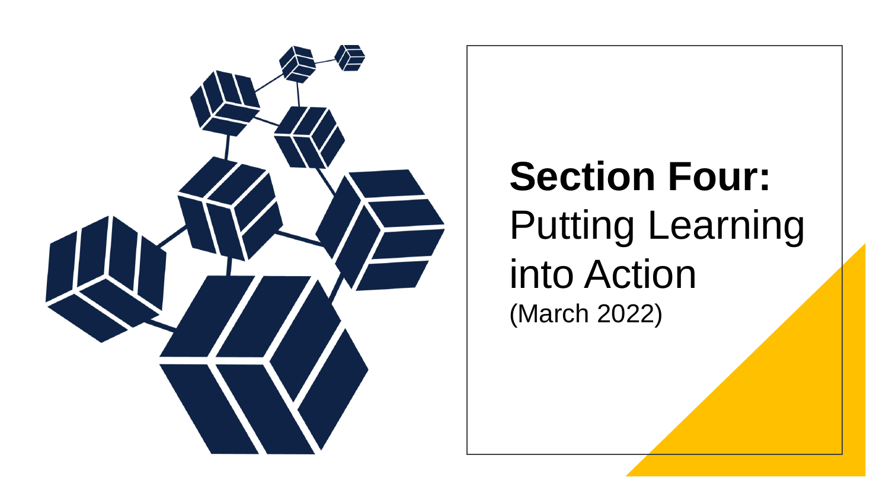# **Section Four:** Putting Learning into Action

(March 2022)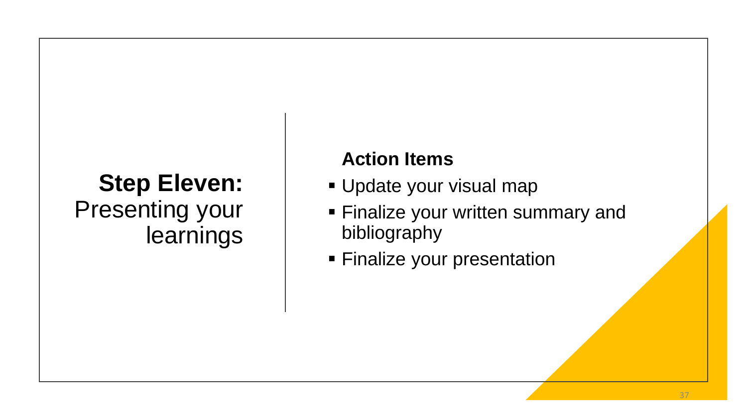# **Step Eleven:** Presenting your learnings

**Action Items**

- Update your visual map
- Finalize your written summary and bibliography
- Finalize your presentation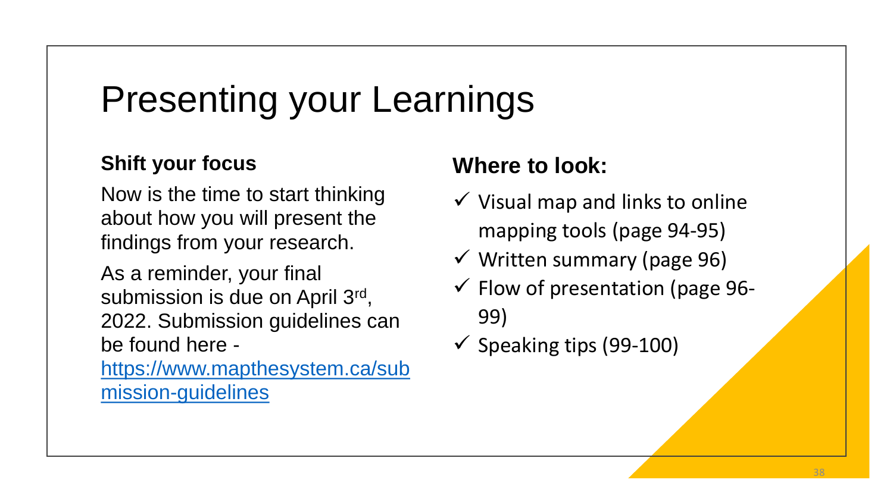# Presenting your Learnings

**Shift your focus**

Now is the time to start thinking about how you will present the findings from your research.

As a reminder, your final submission is due on April 3rd, 2022. Submission guidelines can be found here - [https://www.mapthesystem.ca/submission-guidelines](https://www.mapthesystem.ca/submission-guidelines)

**Where to look:**

- ✓ Visual map and links to online mapping tools (page 94-95)
- ✓ Written summary (page 96)
- ✓ Flow of presentation (page 96-99)
- ✓ Speaking tips (99-100)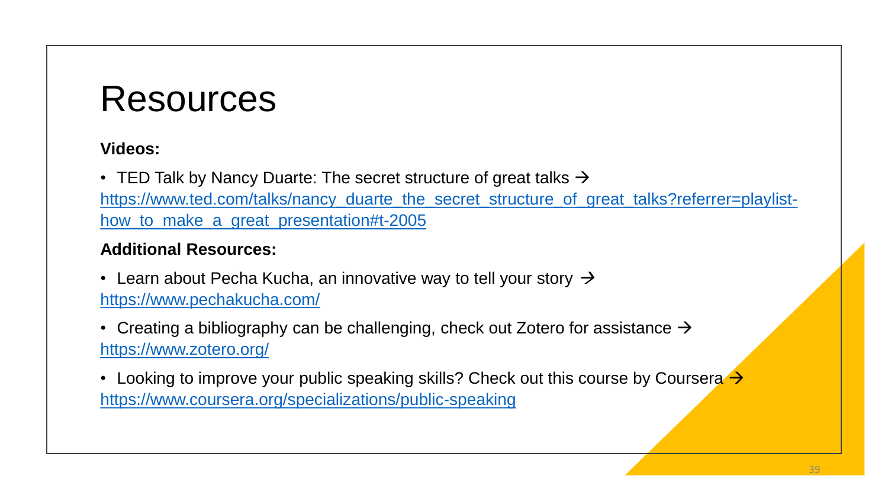# Resources

**Videos:**

- TED Talk by Nancy Duarte: The secret structure of great talks → https://www.ted.com/talks/nancy_duarte_the_secret_structure_of_great_talks?referrer=playlist-how_to_make_a_great_presentation#t-2005

**Additional Resources:**

- Learn about Pecha Kucha, an innovative way to tell your story → https://www.pechakucha.com/
- Creating a bibliography can be challenging, check out Zotero for assistance → https://www.zotero.org/
- Looking to improve your public speaking skills? Check out this course by Coursera → https://www.coursera.org/specializations/public-speaking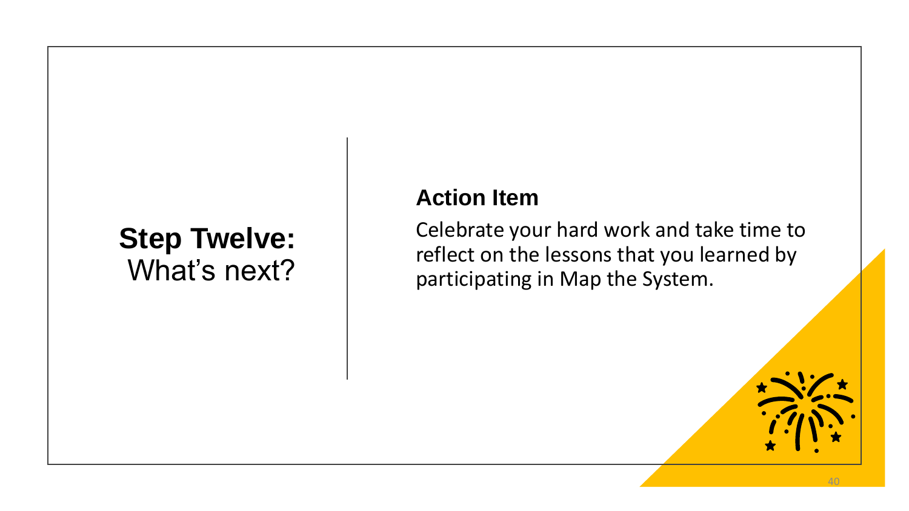## **Step Twelve:** What's next?

### Action Item

Celebrate your hard work and take time to reflect on the lessons that you learned by participating in Map the System.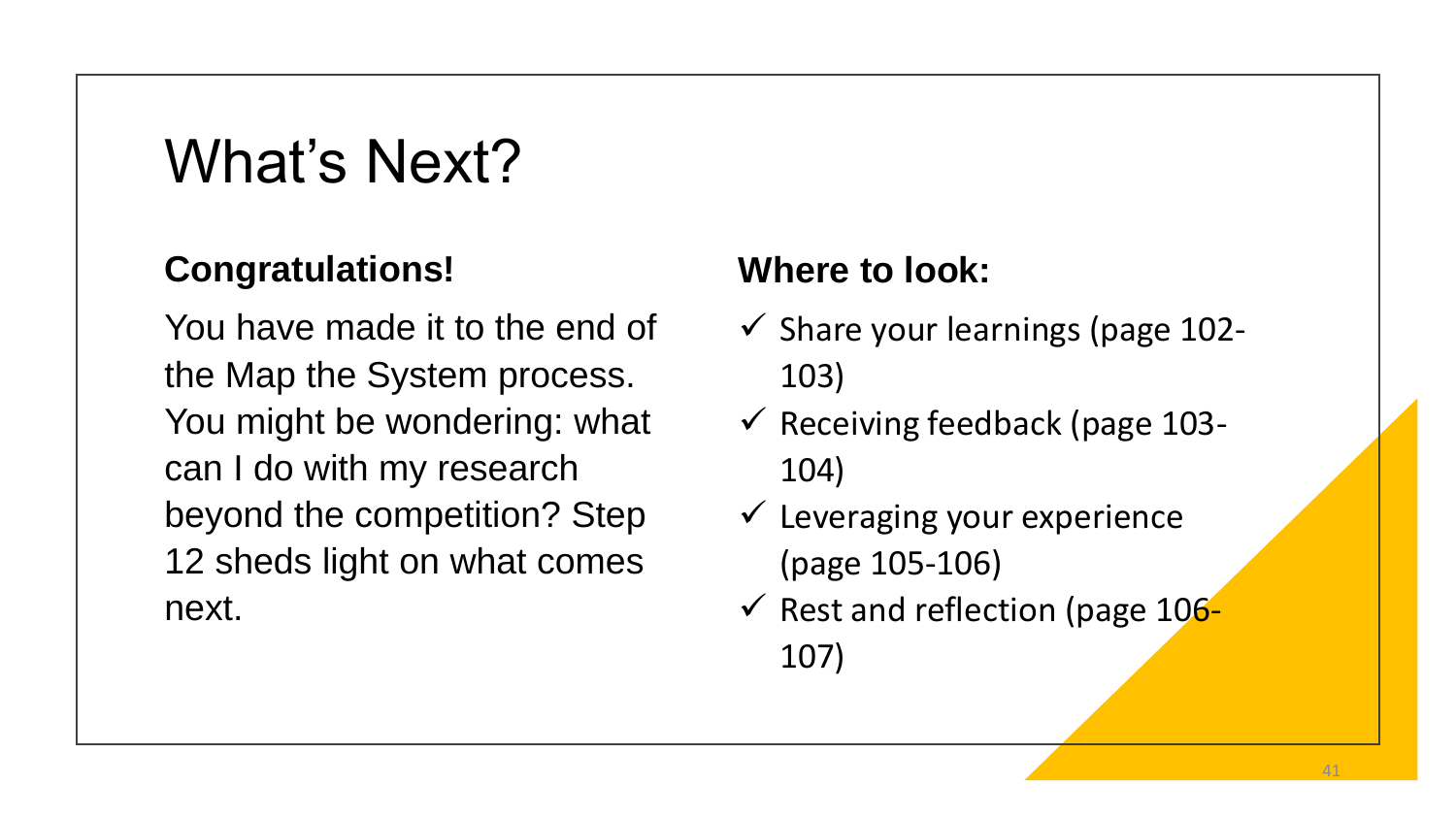# What's Next?

**Congratulations!**

You have made it to the end of the Map the System process. You might be wondering: what can I do with my research beyond the competition? Step 12 sheds light on what comes next.

**Where to look:**

- ✓ Share your learnings (page 102-103)
- ✓ Receiving feedback (page 103-104)
- ✓ Leveraging your experience (page 105-106)
- ✓ Rest and reflection (page 106-107)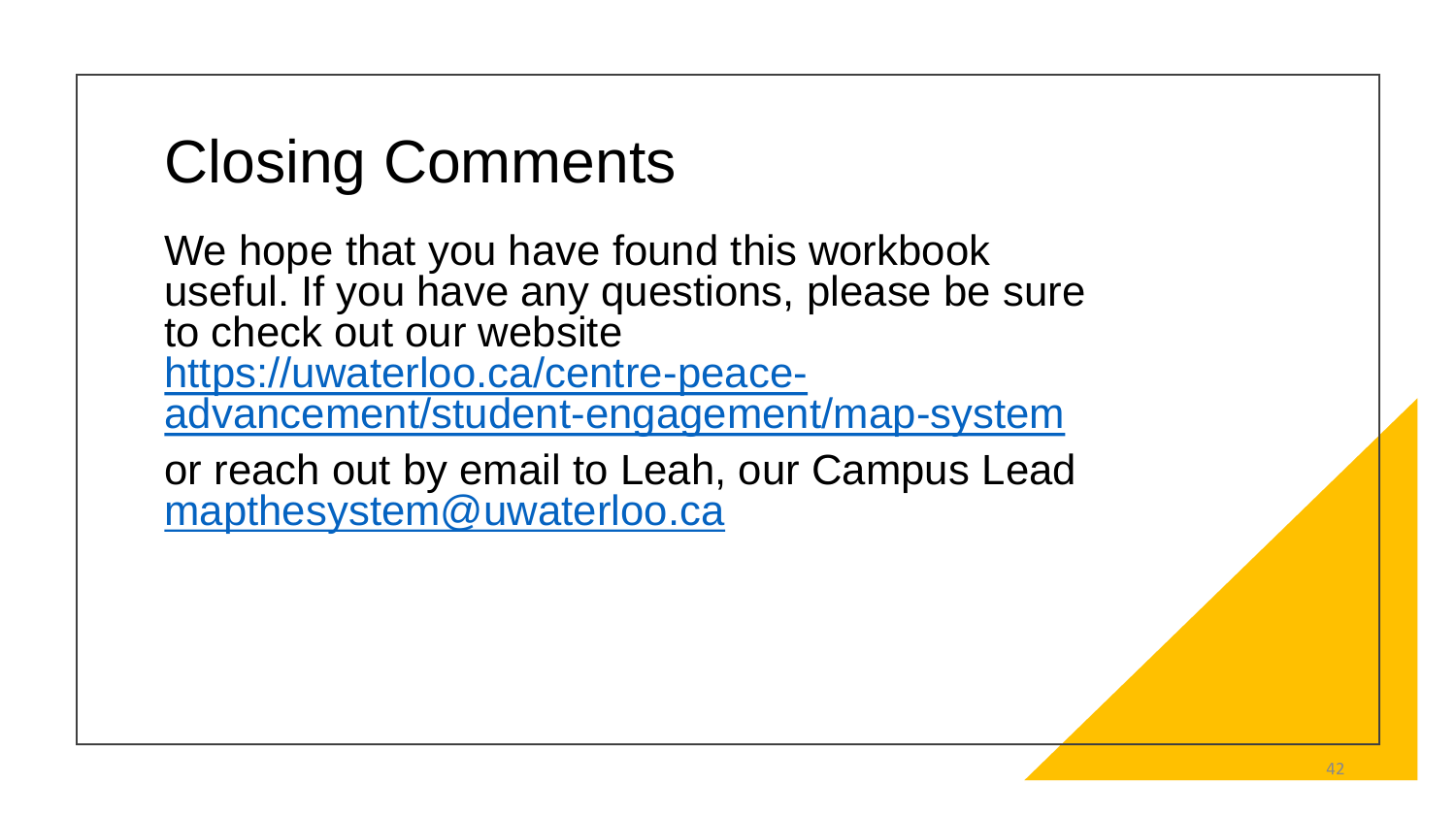# Closing Comments

We hope that you have found this workbook useful. If you have any questions, please be sure to check out our website https://uwaterloo.ca/centre-peace-advancement/student-engagement/map-system

or reach out by email to Leah, our Campus Lead mapthesystem@uwaterloo.ca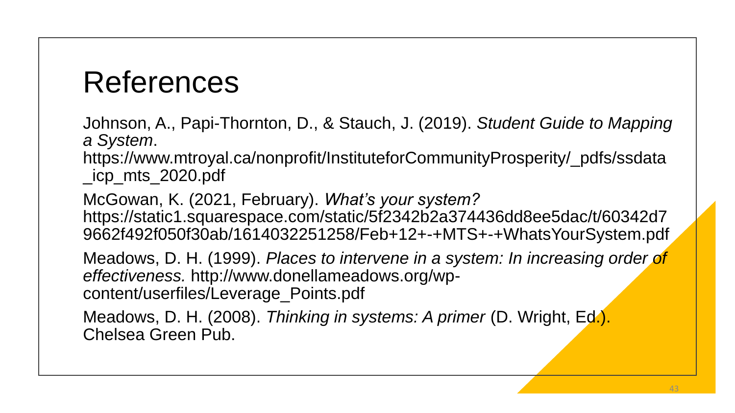# References

Johnson, A., Papi-Thornton, D., & Stauch, J. (2019). *Student Guide to Mapping a System*. https://www.mtroyal.ca/nonprofit/InstituteforCommunityProsperity/_pdfs/ssdata_icp_mts_2020.pdf

McGowan, K. (2021, February). *What's your system?* https://static1.squarespace.com/static/5f2342b2a374436dd8ee5dac/t/60342d79662f492f050f30ab/1614032251258/Feb+12+-+MTS+-+WhatsYourSystem.pdf

Meadows, D. H. (1999). *Places to intervene in a system: In increasing order of effectiveness.* http://www.donellameadows.org/wp-content/userfiles/Leverage_Points.pdf

Meadows, D. H. (2008). *Thinking in systems: A primer* (D. Wright, Ed.). Chelsea Green Pub.